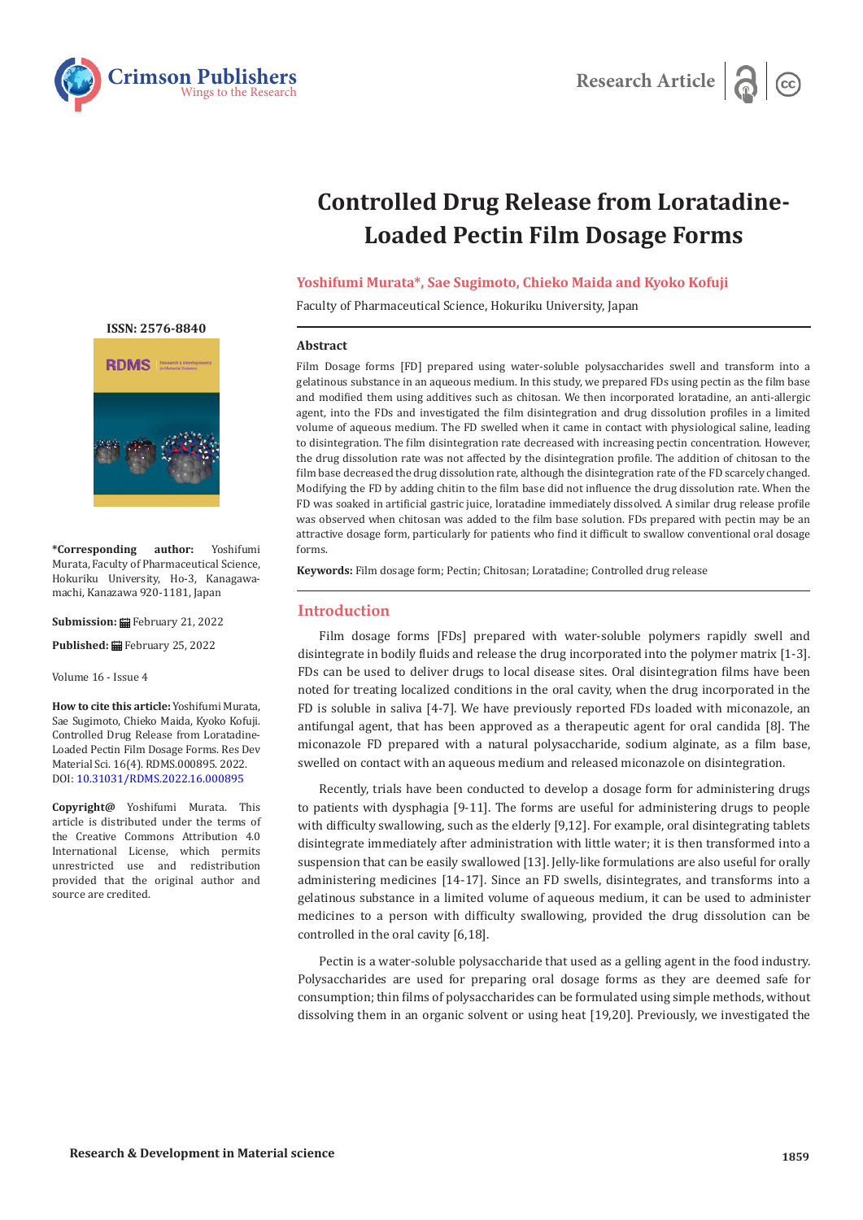Research Article

# Controlled Drug Release from Loratadine-Loaded Pectin Film Dosage Forms

**Yoshifumi Murata*, Sae Sugimoto, Chieko Maida and Kyoko Kofuji**

Faculty of Pharmaceutical Science, Hokuriku University, Japan

ISSN: 2576-8840

**\*Corresponding author:** Yoshifumi Murata, Faculty of Pharmaceutical Science, Hokuriku University, Ho-3, Kanagawa-machi, Kanazawa 920-1181, Japan

**Submission:** February 21, 2022

**Published:** February 25, 2022

Volume 16 - Issue 4

**How to cite this article:** Yoshifumi Murata, Sae Sugimoto, Chieko Maida, Kyoko Kofuji. Controlled Drug Release from Loratadine-Loaded Pectin Film Dosage Forms. Res Dev Material Sci. 16(4). RDMS.000895. 2022. DOI: 10.31031/RDMS.2022.16.000895

**Copyright@** Yoshifumi Murata. This article is distributed under the terms of the Creative Commons Attribution 4.0 International License, which permits unrestricted use and redistribution provided that the original author and source are credited.

## Abstract

Film Dosage forms [FD] prepared using water-soluble polysaccharides swell and transform into a gelatinous substance in an aqueous medium. In this study, we prepared FDs using pectin as the film base and modified them using additives such as chitosan. We then incorporated loratadine, an anti-allergic agent, into the FDs and investigated the film disintegration and drug dissolution profiles in a limited volume of aqueous medium. The FD swelled when it came in contact with physiological saline, leading to disintegration. The film disintegration rate decreased with increasing pectin concentration. However, the drug dissolution rate was not affected by the disintegration profile. The addition of chitosan to the film base decreased the drug dissolution rate, although the disintegration rate of the FD scarcely changed. Modifying the FD by adding chitin to the film base did not influence the drug dissolution rate. When the FD was soaked in artificial gastric juice, loratadine immediately dissolved. A similar drug release profile was observed when chitosan was added to the film base solution. FDs prepared with pectin may be an attractive dosage form, particularly for patients who find it difficult to swallow conventional oral dosage forms.

**Keywords:** Film dosage form; Pectin; Chitosan; Loratadine; Controlled drug release

## Introduction

Film dosage forms [FDs] prepared with water-soluble polymers rapidly swell and disintegrate in bodily fluids and release the drug incorporated into the polymer matrix [1-3]. FDs can be used to deliver drugs to local disease sites. Oral disintegration films have been noted for treating localized conditions in the oral cavity, when the drug incorporated in the FD is soluble in saliva [4-7]. We have previously reported FDs loaded with miconazole, an antifungal agent, that has been approved as a therapeutic agent for oral candida [8]. The miconazole FD prepared with a natural polysaccharide, sodium alginate, as a film base, swelled on contact with an aqueous medium and released miconazole on disintegration.

Recently, trials have been conducted to develop a dosage form for administering drugs to patients with dysphagia [9-11]. The forms are useful for administering drugs to people with difficulty swallowing, such as the elderly [9,12]. For example, oral disintegrating tablets disintegrate immediately after administration with little water; it is then transformed into a suspension that can be easily swallowed [13]. Jelly-like formulations are also useful for orally administering medicines [14-17]. Since an FD swells, disintegrates, and transforms into a gelatinous substance in a limited volume of aqueous medium, it can be used to administer medicines to a person with difficulty swallowing, provided the drug dissolution can be controlled in the oral cavity [6,18].

Pectin is a water-soluble polysaccharide that used as a gelling agent in the food industry. Polysaccharides are used for preparing oral dosage forms as they are deemed safe for consumption; thin films of polysaccharides can be formulated using simple methods, without dissolving them in an organic solvent or using heat [19,20]. Previously, we investigated the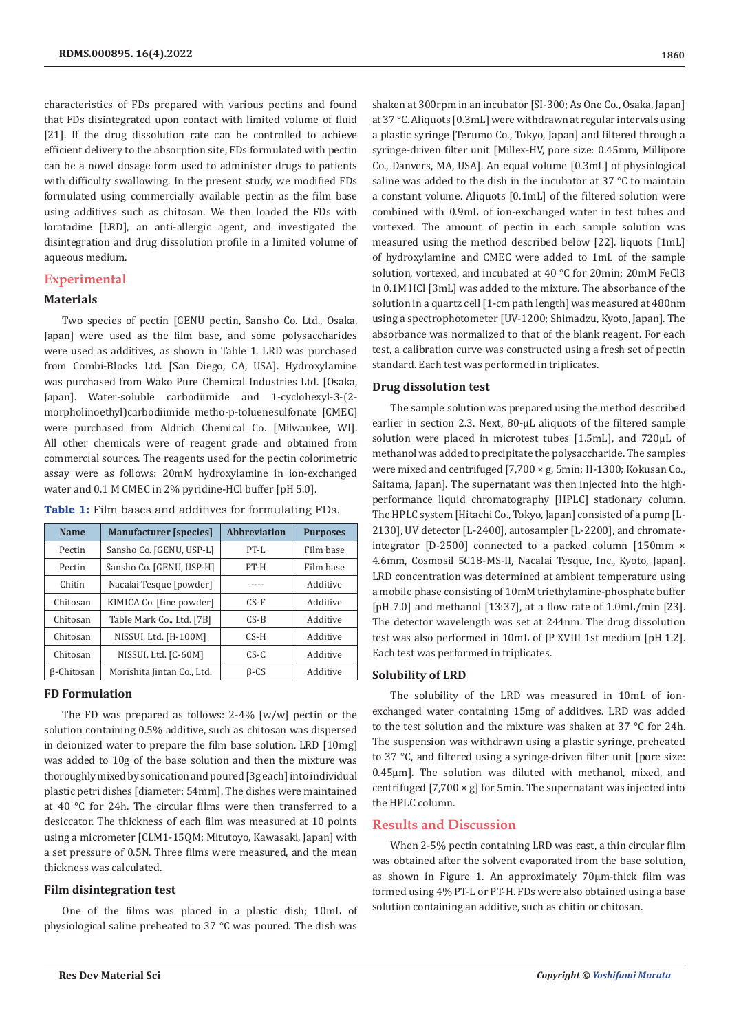characteristics of FDs prepared with various pectins and found that FDs disintegrated upon contact with limited volume of fluid [21]. If the drug dissolution rate can be controlled to achieve efficient delivery to the absorption site, FDs formulated with pectin can be a novel dosage form used to administer drugs to patients with difficulty swallowing. In the present study, we modified FDs formulated using commercially available pectin as the film base using additives such as chitosan. We then loaded the FDs with loratadine [LRD], an anti-allergic agent, and investigated the disintegration and drug dissolution profile in a limited volume of aqueous medium.

## Experimental

### Materials

Two species of pectin [GENU pectin, Sansho Co. Ltd., Osaka, Japan] were used as the film base, and some polysaccharides were used as additives, as shown in Table 1. LRD was purchased from Combi-Blocks Ltd. [San Diego, CA, USA]. Hydroxylamine was purchased from Wako Pure Chemical Industries Ltd. [Osaka, Japan]. Water-soluble carbodiimide and 1-cyclohexyl-3-(2-morpholinoethyl)carbodiimide metho-p-toluenesulfonate [CMEC] were purchased from Aldrich Chemical Co. [Milwaukee, WI]. All other chemicals were of reagent grade and obtained from commercial sources. The reagents used for the pectin colorimetric assay were as follows: 20mM hydroxylamine in ion-exchanged water and 0.1 M CMEC in 2% pyridine-HCl buffer [pH 5.0].

**Table 1:** Film bases and additives for formulating FDs.

| Name | Manufacturer [species] | Abbreviation | Purposes |
|---|---|---|---|
| Pectin | Sansho Co. [GENU, USP-L] | PT-L | Film base |
| Pectin | Sansho Co. [GENU, USP-H] | PT-H | Film base |
| Chitin | Nacalai Tesque [powder] | ----- | Additive |
| Chitosan | KIMICA Co. [fine powder] | CS-F | Additive |
| Chitosan | Table Mark Co., Ltd. [7B] | CS-B | Additive |
| Chitosan | NISSUI, Ltd. [H-100M] | CS-H | Additive |
| Chitosan | NISSUI, Ltd. [C-60M] | CS-C | Additive |
| β-Chitosan | Morishita Jintan Co., Ltd. | β-CS | Additive |

### FD Formulation

The FD was prepared as follows: 2-4% [w/w] pectin or the solution containing 0.5% additive, such as chitosan was dispersed in deionized water to prepare the film base solution. LRD [10mg] was added to 10g of the base solution and then the mixture was thoroughly mixed by sonication and poured [3g each] into individual plastic petri dishes [diameter: 54mm]. The dishes were maintained at 40 °C for 24h. The circular films were then transferred to a desiccator. The thickness of each film was measured at 10 points using a micrometer [CLM1-15QM; Mitutoyo, Kawasaki, Japan] with a set pressure of 0.5N. Three films were measured, and the mean thickness was calculated.

### Film disintegration test

One of the films was placed in a plastic dish; 10mL of physiological saline preheated to 37 °C was poured. The dish was shaken at 300rpm in an incubator [SI-300; As One Co., Osaka, Japan] at 37 °C. Aliquots [0.3mL] were withdrawn at regular intervals using a plastic syringe [Terumo Co., Tokyo, Japan] and filtered through a syringe-driven filter unit [Millex-HV, pore size: 0.45mm, Millipore Co., Danvers, MA, USA]. An equal volume [0.3mL] of physiological saline was added to the dish in the incubator at 37 °C to maintain a constant volume. Aliquots [0.1mL] of the filtered solution were combined with 0.9mL of ion-exchanged water in test tubes and vortexed. The amount of pectin in each sample solution was measured using the method described below [22]. liquots [1mL] of hydroxylamine and CMEC were added to 1mL of the sample solution, vortexed, and incubated at 40 °C for 20min; 20mM $FeCl_3$ in 0.1M HCl [3mL] was added to the mixture. The absorbance of the solution in a quartz cell [1-cm path length] was measured at 480nm using a spectrophotometer [UV-1200; Shimadzu, Kyoto, Japan]. The absorbance was normalized to that of the blank reagent. For each test, a calibration curve was constructed using a fresh set of pectin standard. Each test was performed in triplicates.

### Drug dissolution test

The sample solution was prepared using the method described earlier in section 2.3. Next, 80-μL aliquots of the filtered sample solution were placed in microtest tubes [1.5mL], and 720μL of methanol was added to precipitate the polysaccharide. The samples were mixed and centrifuged [7,700 × g, 5min; H-1300; Kokusan Co., Saitama, Japan]. The supernatant was then injected into the high-performance liquid chromatography [HPLC] stationary column. The HPLC system [Hitachi Co., Tokyo, Japan] consisted of a pump [L-2130], UV detector [L-2400], autosampler [L-2200], and chromate-integrator [D-2500] connected to a packed column [150mm × 4.6mm, Cosmosil 5C18-MS-II, Nacalai Tesque, Inc., Kyoto, Japan]. LRD concentration was determined at ambient temperature using a mobile phase consisting of 10mM triethylamine-phosphate buffer [pH 7.0] and methanol [13:37], at a flow rate of 1.0mL/min [23]. The detector wavelength was set at 244nm. The drug dissolution test was also performed in 10mL of JP XVIII 1st medium [pH 1.2]. Each test was performed in triplicates.

### Solubility of LRD

The solubility of the LRD was measured in 10mL of ion-exchanged water containing 15mg of additives. LRD was added to the test solution and the mixture was shaken at 37 °C for 24h. The suspension was withdrawn using a plastic syringe, preheated to 37 °C, and filtered using a syringe-driven filter unit [pore size: 0.45μm]. The solution was diluted with methanol, mixed, and centrifuged [7,700 × g] for 5min. The supernatant was injected into the HPLC column.

## Results and Discussion

When 2-5% pectin containing LRD was cast, a thin circular film was obtained after the solvent evaporated from the base solution, as shown in Figure 1. An approximately 70μm-thick film was formed using 4% PT-L or PT-H. FDs were also obtained using a base solution containing an additive, such as chitin or chitosan.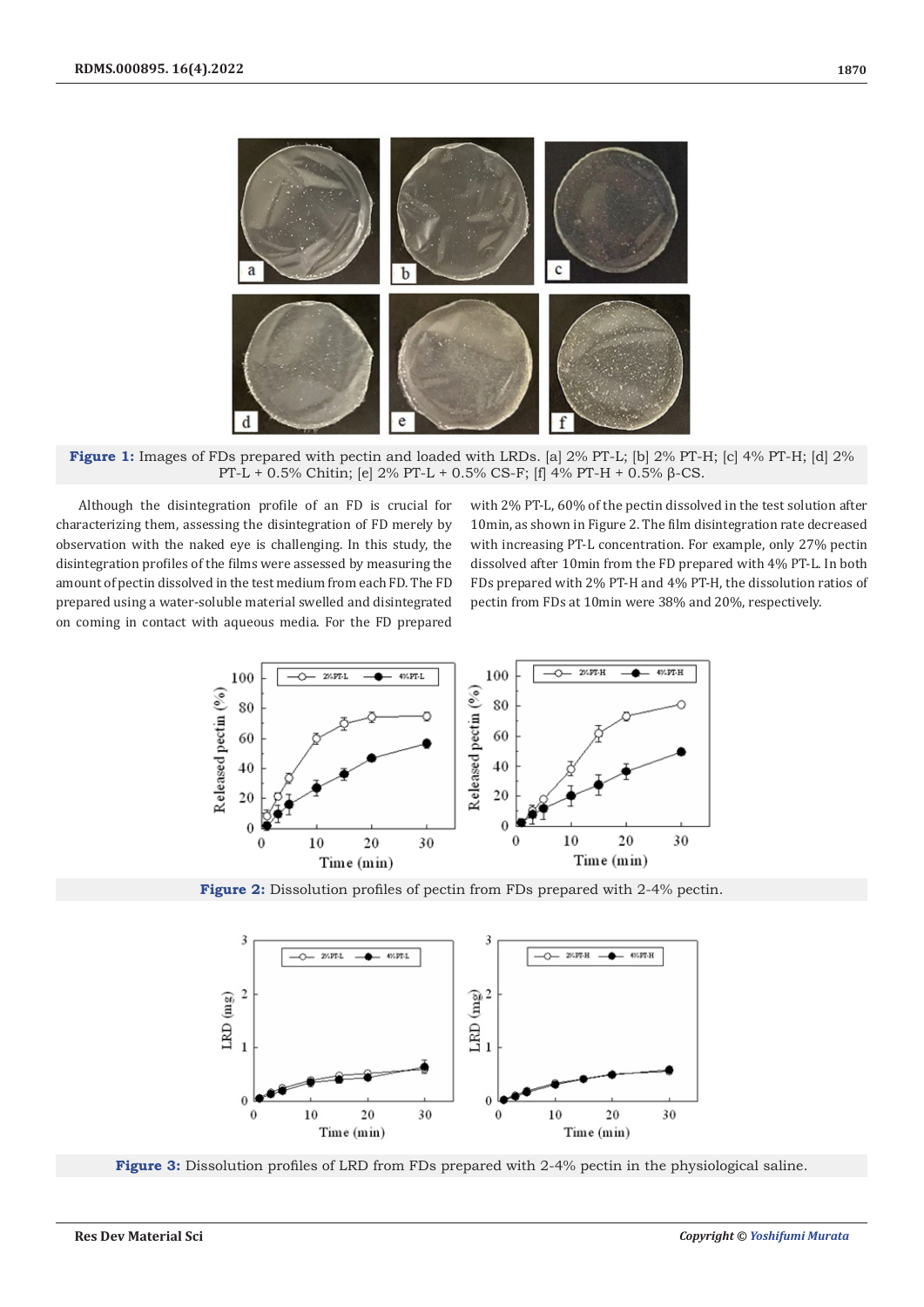Figure 1: Images of FDs prepared with pectin and loaded with LRDs. [a] 2% PT-L; [b] 2% PT-H; [c] 4% PT-H; [d] 2% PT-L + 0.5% Chitin; [e] 2% PT-L + 0.5% CS-F; [f] 4% PT-H + 0.5% β-CS.

Although the disintegration profile of an FD is crucial for characterizing them, assessing the disintegration of FD merely by observation with the naked eye is challenging. In this study, the disintegration profiles of the films were assessed by measuring the amount of pectin dissolved in the test medium from each FD. The FD prepared using a water-soluble material swelled and disintegrated on coming in contact with aqueous media. For the FD prepared with 2% PT-L, 60% of the pectin dissolved in the test solution after 10min, as shown in Figure 2. The film disintegration rate decreased with increasing PT-L concentration. For example, only 27% pectin dissolved after 10min from the FD prepared with 4% PT-L. In both FDs prepared with 2% PT-H and 4% PT-H, the dissolution ratios of pectin from FDs at 10min were 38% and 20%, respectively.

Figure 2: Dissolution profiles of pectin from FDs prepared with 2-4% pectin.

Figure 3: Dissolution profiles of LRD from FDs prepared with 2-4% pectin in the physiological saline.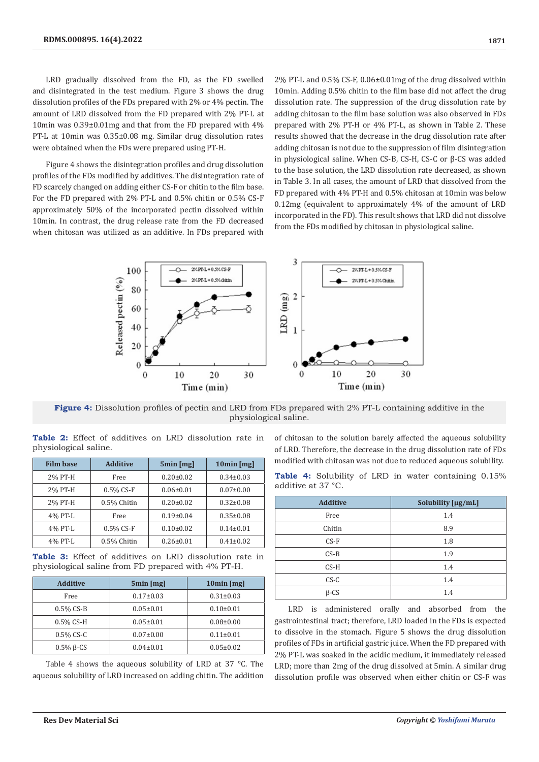LRD gradually dissolved from the FD, as the FD swelled and disintegrated in the test medium. Figure 3 shows the drug dissolution profiles of the FDs prepared with 2% or 4% pectin. The amount of LRD dissolved from the FD prepared with 2% PT-L at 10min was 0.39±0.01mg and that from the FD prepared with 4% PT-L at 10min was 0.35±0.08 mg. Similar drug dissolution rates were obtained when the FDs were prepared using PT-H.

Figure 4 shows the disintegration profiles and drug dissolution profiles of the FDs modified by additives. The disintegration rate of FD scarcely changed on adding either CS-F or chitin to the film base. For the FD prepared with 2% PT-L and 0.5% chitin or 0.5% CS-F approximately 50% of the incorporated pectin dissolved within 10min. In contrast, the drug release rate from the FD decreased when chitosan was utilized as an additive. In FDs prepared with 2% PT-L and 0.5% CS-F, 0.06±0.01mg of the drug dissolved within 10min. Adding 0.5% chitin to the film base did not affect the drug dissolution rate. The suppression of the drug dissolution rate by adding chitosan to the film base solution was also observed in FDs prepared with 2% PT-H or 4% PT-L, as shown in Table 2. These results showed that the decrease in the drug dissolution rate after adding chitosan is not due to the suppression of film disintegration in physiological saline. When CS-B, CS-H, CS-C or β-CS was added to the base solution, the LRD dissolution rate decreased, as shown in Table 3. In all cases, the amount of LRD that dissolved from the FD prepared with 4% PT-H and 0.5% chitosan at 10min was below 0.12mg (equivalent to approximately 4% of the amount of LRD incorporated in the FD). This result shows that LRD did not dissolve from the FDs modified by chitosan in physiological saline.

**Figure 4:** Dissolution profiles of pectin and LRD from FDs prepared with 2% PT-L containing additive in the physiological saline.

**Table 2:** Effect of additives on LRD dissolution rate in physiological saline.

| Film base | Additive | 5min [mg] | 10min [mg] |
|---|---|---|---|
| 2% PT-H | Free | 0.20±0.02 | 0.34±0.03 |
| 2% PT-H | 0.5% CS-F | 0.06±0.01 | 0.07±0.00 |
| 2% PT-H | 0.5% Chitin | 0.20±0.02 | 0.32±0.08 |
| 4% PT-L | Free | 0.19±0.04 | 0.35±0.08 |
| 4% PT-L | 0.5% CS-F | 0.10±0.02 | 0.14±0.01 |
| 4% PT-L | 0.5% Chitin | 0.26±0.01 | 0.41±0.02 |

**Table 3:** Effect of additives on LRD dissolution rate in physiological saline from FD prepared with 4% PT-H.

| Additive | 5min [mg] | 10min [mg] |
|---|---|---|
| Free | 0.17±0.03 | 0.31±0.03 |
| 0.5% CS-B | 0.05±0.01 | 0.10±0.01 |
| 0.5% CS-H | 0.05±0.01 | 0.08±0.00 |
| 0.5% CS-C | 0.07±0.00 | 0.11±0.01 |
| 0.5% β-CS | 0.04±0.01 | 0.05±0.02 |

Table 4 shows the aqueous solubility of LRD at 37 °C. The aqueous solubility of LRD increased on adding chitin. The addition of chitosan to the solution barely affected the aqueous solubility of LRD. Therefore, the decrease in the drug dissolution rate of FDs modified with chitosan was not due to reduced aqueous solubility.

**Table 4:** Solubility of LRD in water containing 0.15% additive at 37 °C.

| Additive | Solubility [μg/mL] |
|---|---|
| Free | 1.4 |
| Chitin | 8.9 |
| CS-F | 1.8 |
| CS-B | 1.9 |
| CS-H | 1.4 |
| CS-C | 1.4 |
| β-CS | 1.4 |

LRD is administered orally and absorbed from the gastrointestinal tract; therefore, LRD loaded in the FDs is expected to dissolve in the stomach. Figure 5 shows the drug dissolution profiles of FDs in artificial gastric juice. When the FD prepared with 2% PT-L was soaked in the acidic medium, it immediately released LRD; more than 2mg of the drug dissolved at 5min. A similar drug dissolution profile was observed when either chitin or CS-F was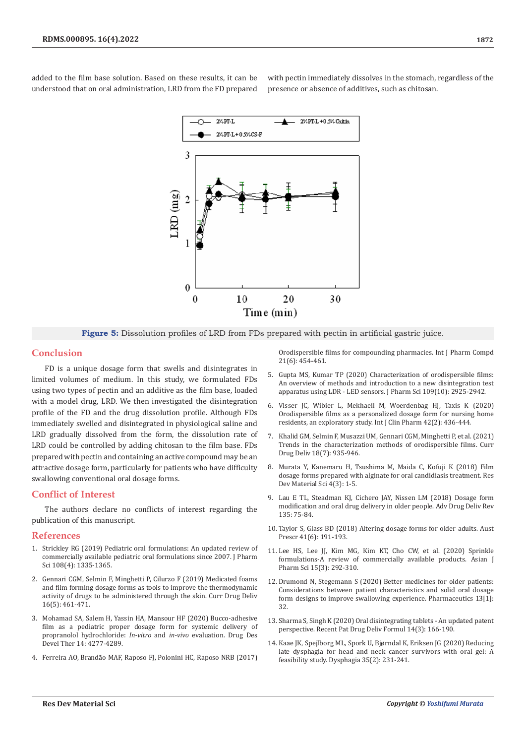added to the film base solution. Based on these results, it can be understood that on oral administration, LRD from the FD prepared with pectin immediately dissolves in the stomach, regardless of the presence or absence of additives, such as chitosan.

**Figure 5:** Dissolution profiles of LRD from FDs prepared with pectin in artificial gastric juice.

## Conclusion

FD is a unique dosage form that swells and disintegrates in limited volumes of medium. In this study, we formulated FDs using two types of pectin and an additive as the film base, loaded with a model drug, LRD. We then investigated the disintegration profile of the FD and the drug dissolution profile. Although FDs immediately swelled and disintegrated in physiological saline and LRD gradually dissolved from the form, the dissolution rate of LRD could be controlled by adding chitosan to the film base. FDs prepared with pectin and containing an active compound may be an attractive dosage form, particularly for patients who have difficulty swallowing conventional oral dosage forms.

## Conflict of Interest

The authors declare no conflicts of interest regarding the publication of this manuscript.

## References

1. Strickley RG (2019) Pediatric oral formulations: An updated review of commercially available pediatric oral formulations since 2007. J Pharm Sci 108(4): 1335-1365.
2. Gennari CGM, Selmin F, Minghetti P, Cilurzo F (2019) Medicated foams and film forming dosage forms as tools to improve the thermodynamic activity of drugs to be administered through the skin. Curr Drug Deliv 16(5): 461-471.
3. Mohamad SA, Salem H, Yassin HA, Mansour HF (2020) Bucco-adhesive film as a pediatric proper dosage form for systemic delivery of propranolol hydrochloride: *In-vitro* and *in-vivo* evaluation. Drug Des Devel Ther 14: 4277-4289.
4. Ferreira AO, Brandão MAF, Raposo FJ, Polonini HC, Raposo NRB (2017) Orodispersible films for compounding pharmacies. Int J Pharm Compd 21(6): 454-461.
5. Gupta MS, Kumar TP (2020) Characterization of orodispersible films: An overview of methods and introduction to a new disintegration test apparatus using LDR - LED sensors. J Pharm Sci 109(10): 2925-2942.
6. Visser JC, Wibier L, Mekhaeil M, Woerdenbag HJ, Taxis K (2020) Orodispersible films as a personalized dosage form for nursing home residents, an exploratory study. Int J Clin Pharm 42(2): 436-444.
7. Khalid GM, Selmin F, Musazzi UM, Gennari CGM, Minghetti P, et al. (2021) Trends in the characterization methods of orodispersible films. Curr Drug Deliv 18(7): 935-946.
8. Murata Y, Kanemaru H, Tsushima M, Maida C, Kofuji K (2018) Film dosage forms prepared with alginate for oral candidiasis treatment. Res Dev Material Sci 4(3): 1-5.
9. Lau E TL, Steadman KJ, Cichero JAY, Nissen LM (2018) Dosage form modification and oral drug delivery in older people. Adv Drug Deliv Rev 135: 75-84.
10. Taylor S, Glass BD (2018) Altering dosage forms for older adults. Aust Prescr 41(6): 191-193.
11. Lee HS, Lee JJ, Kim MG, Kim KT, Cho CW, et al. (2020) Sprinkle formulations-A review of commercially available products. Asian J Pharm Sci 15(3): 292-310.
12. Drumond N, Stegemann S (2020) Better medicines for older patients: Considerations between patient characteristics and solid oral dosage form designs to improve swallowing experience. Pharmaceutics 13[1]: 32.
13. Sharma S, Singh K (2020) Oral disintegrating tablets - An updated patent perspective. Recent Pat Drug Deliv Formul 14(3): 166-190.
14. Kaae JK, Spejlborg ML, Spork U, Bjørndal K, Eriksen JG (2020) Reducing late dysphagia for head and neck cancer survivors with oral gel: A feasibility study. Dysphagia 35(2): 231-241.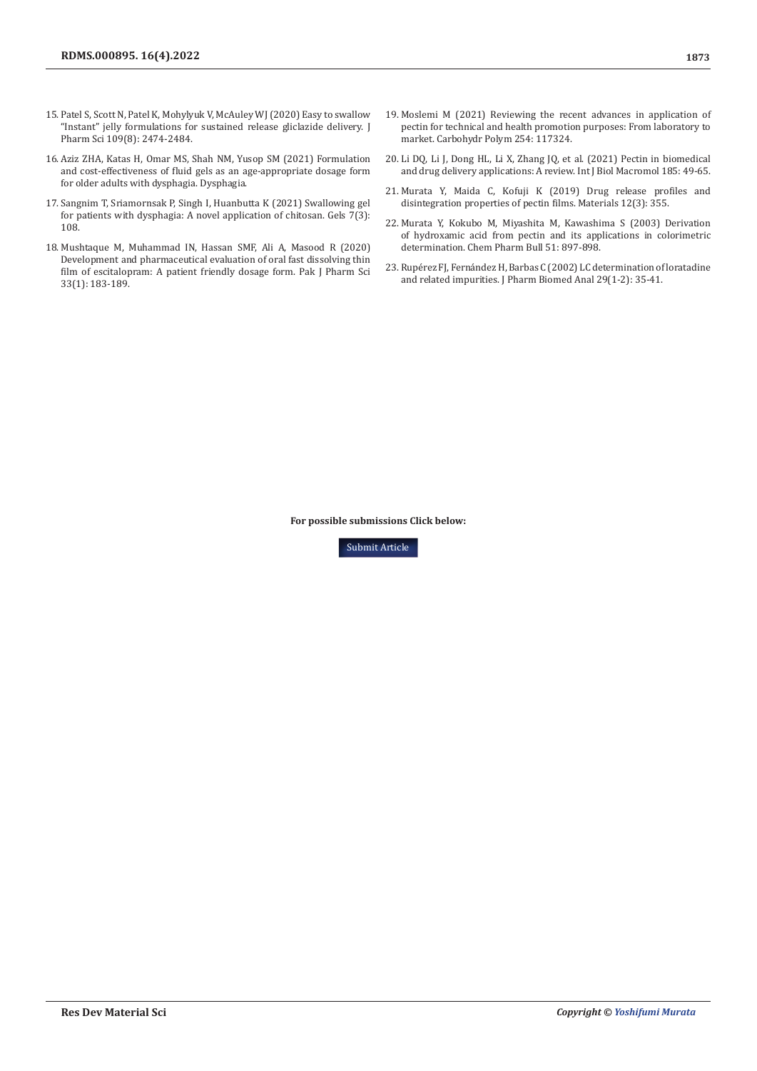15. Patel S, Scott N, Patel K, Mohylyuk V, McAuley WJ (2020) Easy to swallow "Instant" jelly formulations for sustained release gliclazide delivery. J Pharm Sci 109(8): 2474-2484.

16. Aziz ZHA, Katas H, Omar MS, Shah NM, Yusop SM (2021) Formulation and cost-effectiveness of fluid gels as an age-appropriate dosage form for older adults with dysphagia. Dysphagia.

17. Sangnim T, Sriamornsak P, Singh I, Huanbutta K (2021) Swallowing gel for patients with dysphagia: A novel application of chitosan. Gels 7(3): 108.

18. Mushtaque M, Muhammad IN, Hassan SMF, Ali A, Masood R (2020) Development and pharmaceutical evaluation of oral fast dissolving thin film of escitalopram: A patient friendly dosage form. Pak J Pharm Sci 33(1): 183-189.

19. Moslemi M (2021) Reviewing the recent advances in application of pectin for technical and health promotion purposes: From laboratory to market. Carbohydr Polym 254: 117324.

20. Li DQ, Li J, Dong HL, Li X, Zhang JQ, et al. (2021) Pectin in biomedical and drug delivery applications: A review. Int J Biol Macromol 185: 49-65.

21. Murata Y, Maida C, Kofuji K (2019) Drug release profiles and disintegration properties of pectin films. Materials 12(3): 355.

22. Murata Y, Kokubo M, Miyashita M, Kawashima S (2003) Derivation of hydroxamic acid from pectin and its applications in colorimetric determination. Chem Pharm Bull 51: 897-898.

23. Rupérez FJ, Fernández H, Barbas C (2002) LC determination of loratadine and related impurities. J Pharm Biomed Anal 29(1-2): 35-41.

**For possible submissions Click below:**

Submit Article